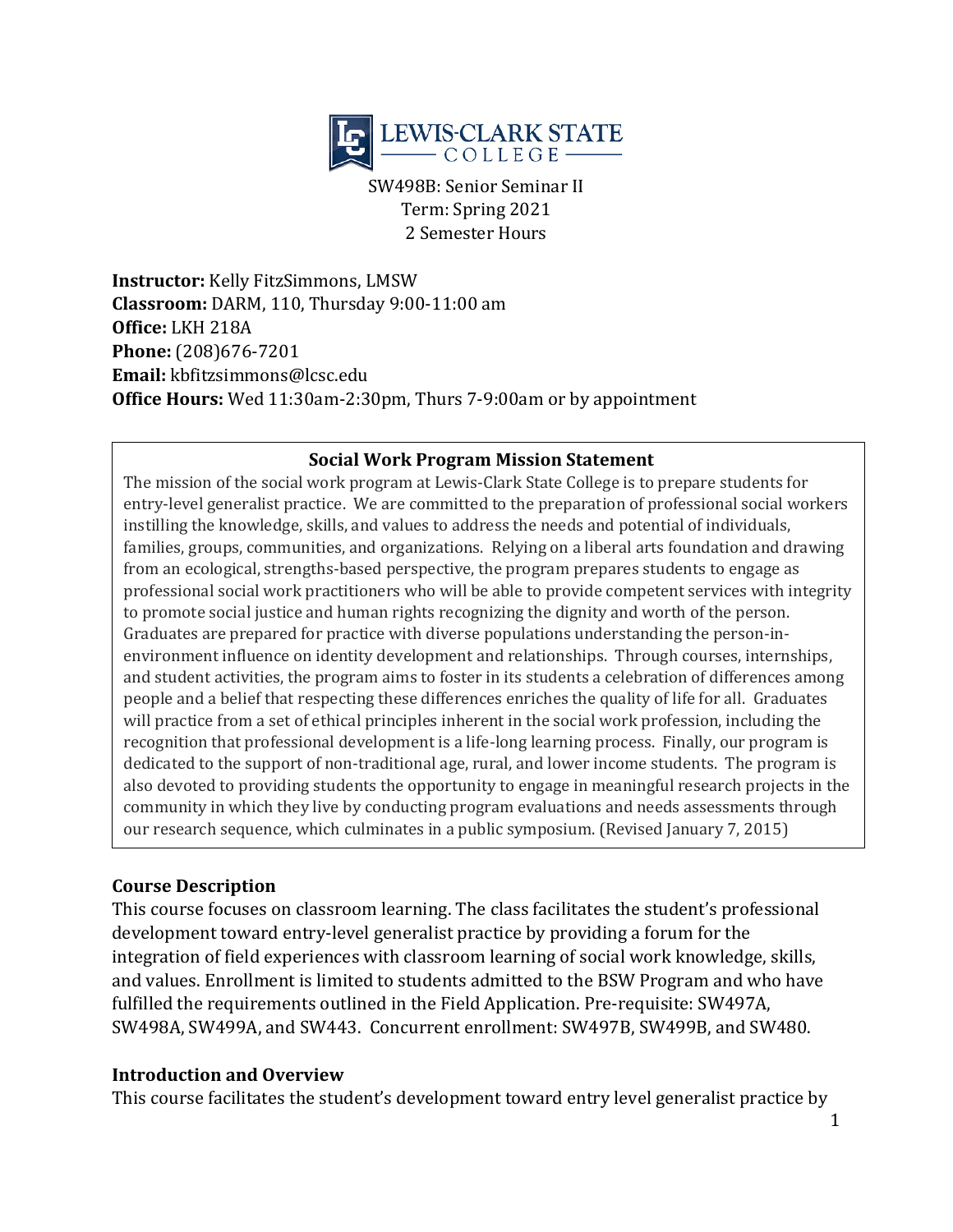LEWIS-CLARK STATE COLLEGE

SW498B: Senior Seminar II
Term: Spring 2021
2 Semester Hours

**Instructor:** Kelly FitzSimmons, LMSW
**Classroom:** DARM, 110, Thursday 9:00-11:00 am
**Office:** LKH 218A
**Phone:** (208)676-7201
**Email:** kbfitzsimmons@lcsc.edu
**Office Hours:** Wed 11:30am-2:30pm, Thurs 7-9:00am or by appointment

**Social Work Program Mission Statement**

The mission of the social work program at Lewis-Clark State College is to prepare students for entry-level generalist practice. We are committed to the preparation of professional social workers instilling the knowledge, skills, and values to address the needs and potential of individuals, families, groups, communities, and organizations. Relying on a liberal arts foundation and drawing from an ecological, strengths-based perspective, the program prepares students to engage as professional social work practitioners who will be able to provide competent services with integrity to promote social justice and human rights recognizing the dignity and worth of the person. Graduates are prepared for practice with diverse populations understanding the person-in-environment influence on identity development and relationships. Through courses, internships, and student activities, the program aims to foster in its students a celebration of differences among people and a belief that respecting these differences enriches the quality of life for all. Graduates will practice from a set of ethical principles inherent in the social work profession, including the recognition that professional development is a life-long learning process. Finally, our program is dedicated to the support of non-traditional age, rural, and lower income students. The program is also devoted to providing students the opportunity to engage in meaningful research projects in the community in which they live by conducting program evaluations and needs assessments through our research sequence, which culminates in a public symposium. (Revised January 7, 2015)

## Course Description

This course focuses on classroom learning. The class facilitates the student's professional development toward entry-level generalist practice by providing a forum for the integration of field experiences with classroom learning of social work knowledge, skills, and values. Enrollment is limited to students admitted to the BSW Program and who have fulfilled the requirements outlined in the Field Application. Pre-requisite: SW497A, SW498A, SW499A, and SW443. Concurrent enrollment: SW497B, SW499B, and SW480.

## Introduction and Overview

This course facilitates the student's development toward entry level generalist practice by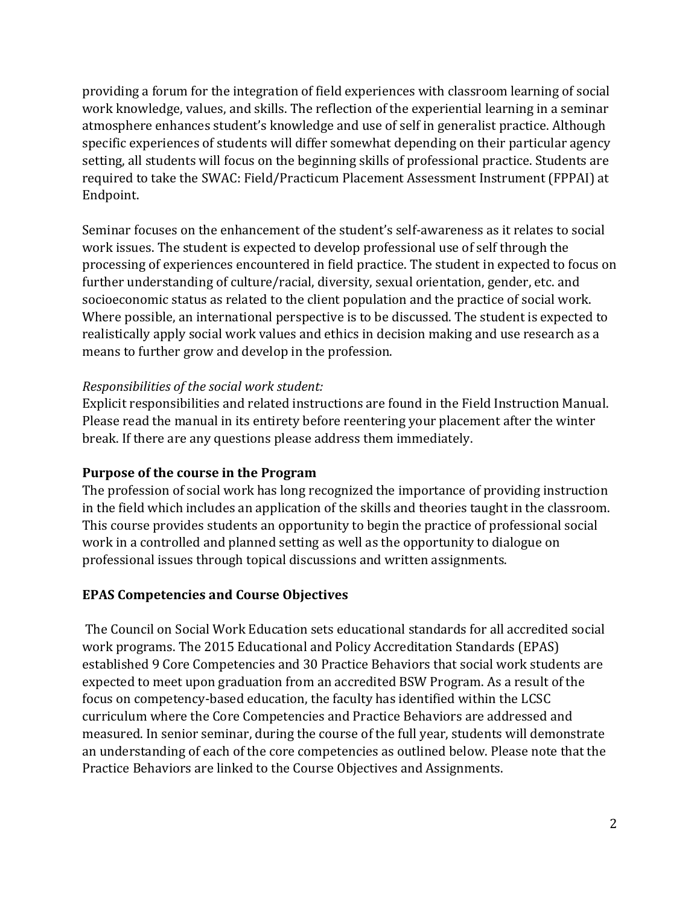providing a forum for the integration of field experiences with classroom learning of social work knowledge, values, and skills. The reflection of the experiential learning in a seminar atmosphere enhances student's knowledge and use of self in generalist practice. Although specific experiences of students will differ somewhat depending on their particular agency setting, all students will focus on the beginning skills of professional practice. Students are required to take the SWAC: Field/Practicum Placement Assessment Instrument (FPPAI) at Endpoint.

Seminar focuses on the enhancement of the student's self-awareness as it relates to social work issues. The student is expected to develop professional use of self through the processing of experiences encountered in field practice. The student in expected to focus on further understanding of culture/racial, diversity, sexual orientation, gender, etc. and socioeconomic status as related to the client population and the practice of social work. Where possible, an international perspective is to be discussed. The student is expected to realistically apply social work values and ethics in decision making and use research as a means to further grow and develop in the profession.

*Responsibilities of the social work student:*
Explicit responsibilities and related instructions are found in the Field Instruction Manual. Please read the manual in its entirety before reentering your placement after the winter break. If there are any questions please address them immediately.

**Purpose of the course in the Program**
The profession of social work has long recognized the importance of providing instruction in the field which includes an application of the skills and theories taught in the classroom. This course provides students an opportunity to begin the practice of professional social work in a controlled and planned setting as well as the opportunity to dialogue on professional issues through topical discussions and written assignments.

**EPAS Competencies and Course Objectives**

The Council on Social Work Education sets educational standards for all accredited social work programs. The 2015 Educational and Policy Accreditation Standards (EPAS) established 9 Core Competencies and 30 Practice Behaviors that social work students are expected to meet upon graduation from an accredited BSW Program. As a result of the focus on competency-based education, the faculty has identified within the LCSC curriculum where the Core Competencies and Practice Behaviors are addressed and measured. In senior seminar, during the course of the full year, students will demonstrate an understanding of each of the core competencies as outlined below. Please note that the Practice Behaviors are linked to the Course Objectives and Assignments.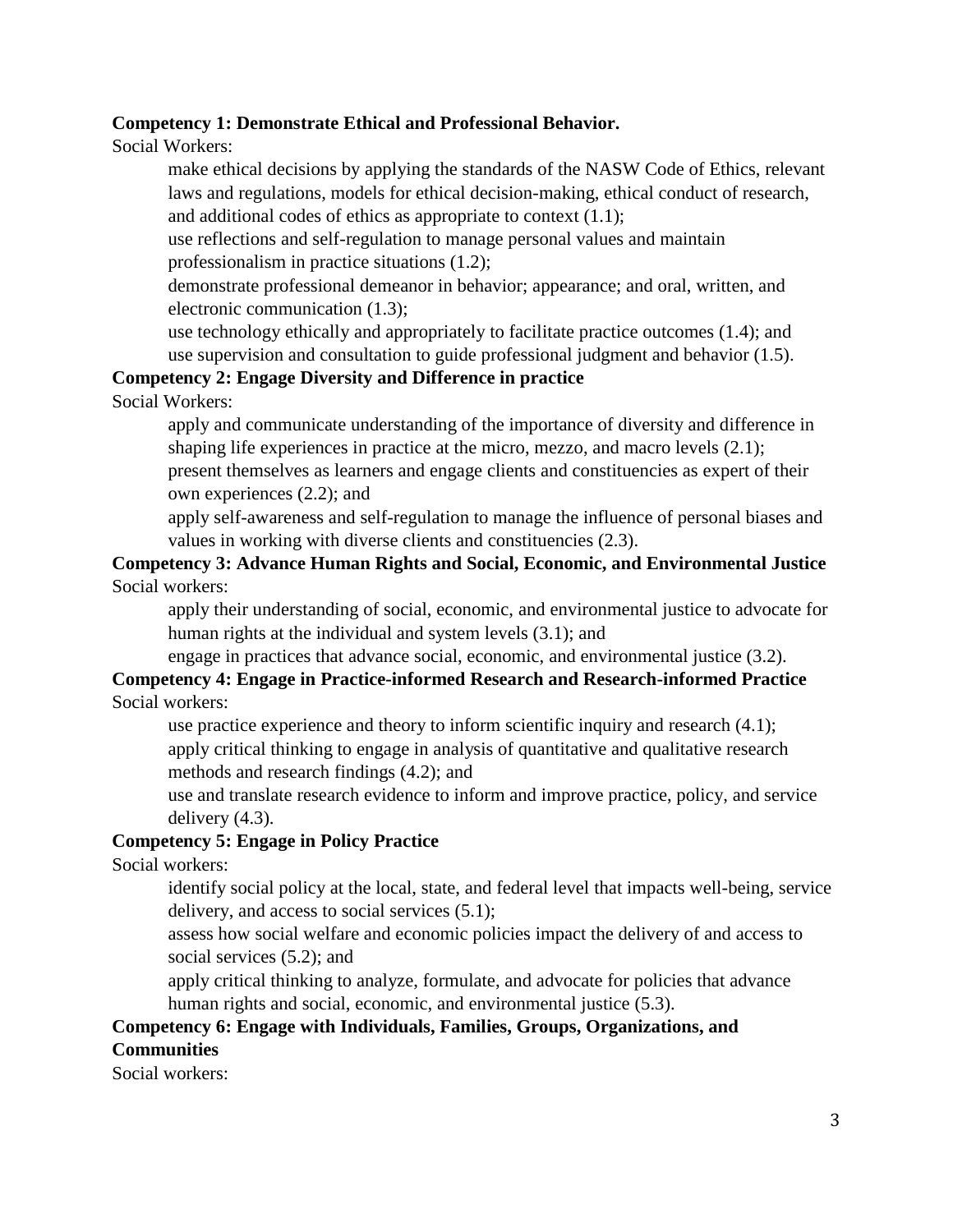**Competency 1: Demonstrate Ethical and Professional Behavior.**

Social Workers:

- make ethical decisions by applying the standards of the NASW Code of Ethics, relevant laws and regulations, models for ethical decision-making, ethical conduct of research, and additional codes of ethics as appropriate to context (1.1);
- use reflections and self-regulation to manage personal values and maintain professionalism in practice situations (1.2);
- demonstrate professional demeanor in behavior; appearance; and oral, written, and electronic communication (1.3);
- use technology ethically and appropriately to facilitate practice outcomes (1.4); and
- use supervision and consultation to guide professional judgment and behavior (1.5).

**Competency 2: Engage Diversity and Difference in practice**

Social Workers:

- apply and communicate understanding of the importance of diversity and difference in shaping life experiences in practice at the micro, mezzo, and macro levels (2.1);
- present themselves as learners and engage clients and constituencies as expert of their own experiences (2.2); and
- apply self-awareness and self-regulation to manage the influence of personal biases and values in working with diverse clients and constituencies (2.3).

**Competency 3: Advance Human Rights and Social, Economic, and Environmental Justice**

Social workers:

- apply their understanding of social, economic, and environmental justice to advocate for human rights at the individual and system levels (3.1); and
- engage in practices that advance social, economic, and environmental justice (3.2).

**Competency 4: Engage in Practice-informed Research and Research-informed Practice**

Social workers:

- use practice experience and theory to inform scientific inquiry and research (4.1);
- apply critical thinking to engage in analysis of quantitative and qualitative research methods and research findings (4.2); and
- use and translate research evidence to inform and improve practice, policy, and service delivery (4.3).

**Competency 5: Engage in Policy Practice**

Social workers:

- identify social policy at the local, state, and federal level that impacts well-being, service delivery, and access to social services (5.1);
- assess how social welfare and economic policies impact the delivery of and access to social services (5.2); and
- apply critical thinking to analyze, formulate, and advocate for policies that advance human rights and social, economic, and environmental justice (5.3).

**Competency 6: Engage with Individuals, Families, Groups, Organizations, and Communities**

Social workers: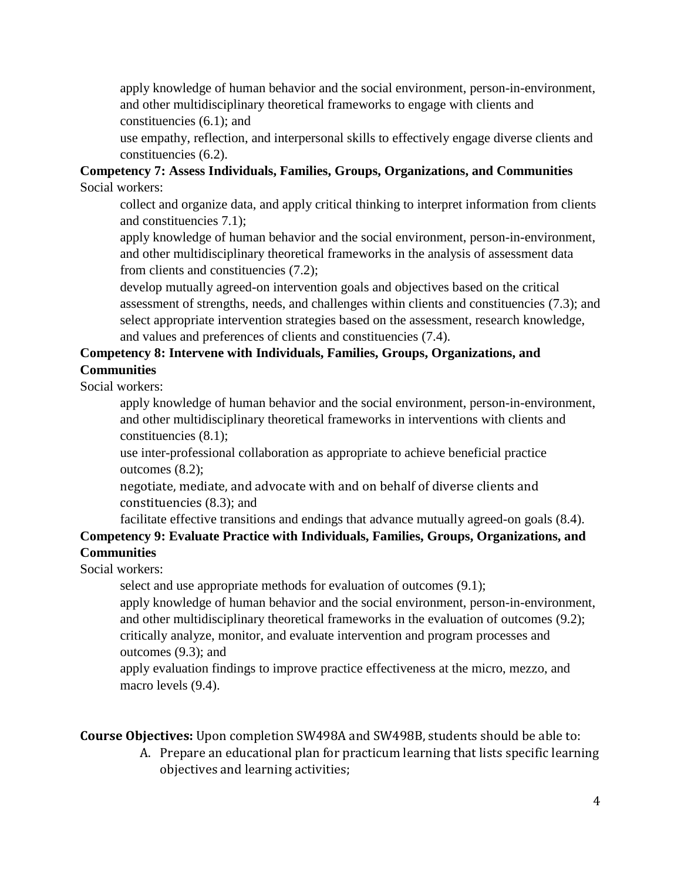apply knowledge of human behavior and the social environment, person-in-environment, and other multidisciplinary theoretical frameworks to engage with clients and constituencies (6.1); and

use empathy, reflection, and interpersonal skills to effectively engage diverse clients and constituencies (6.2).

**Competency 7: Assess Individuals, Families, Groups, Organizations, and Communities**

Social workers:

collect and organize data, and apply critical thinking to interpret information from clients and constituencies 7.1);

apply knowledge of human behavior and the social environment, person-in-environment, and other multidisciplinary theoretical frameworks in the analysis of assessment data from clients and constituencies (7.2);

develop mutually agreed-on intervention goals and objectives based on the critical assessment of strengths, needs, and challenges within clients and constituencies (7.3); and

select appropriate intervention strategies based on the assessment, research knowledge, and values and preferences of clients and constituencies (7.4).

**Competency 8: Intervene with Individuals, Families, Groups, Organizations, and Communities**

Social workers:

apply knowledge of human behavior and the social environment, person-in-environment, and other multidisciplinary theoretical frameworks in interventions with clients and constituencies (8.1);

use inter-professional collaboration as appropriate to achieve beneficial practice outcomes (8.2);

negotiate, mediate, and advocate with and on behalf of diverse clients and constituencies (8.3); and

facilitate effective transitions and endings that advance mutually agreed-on goals (8.4).

**Competency 9: Evaluate Practice with Individuals, Families, Groups, Organizations, and Communities**

Social workers:

select and use appropriate methods for evaluation of outcomes (9.1);

apply knowledge of human behavior and the social environment, person-in-environment, and other multidisciplinary theoretical frameworks in the evaluation of outcomes (9.2);

critically analyze, monitor, and evaluate intervention and program processes and outcomes (9.3); and

apply evaluation findings to improve practice effectiveness at the micro, mezzo, and macro levels (9.4).

**Course Objectives:** Upon completion SW498A and SW498B, students should be able to:

A. Prepare an educational plan for practicum learning that lists specific learning objectives and learning activities;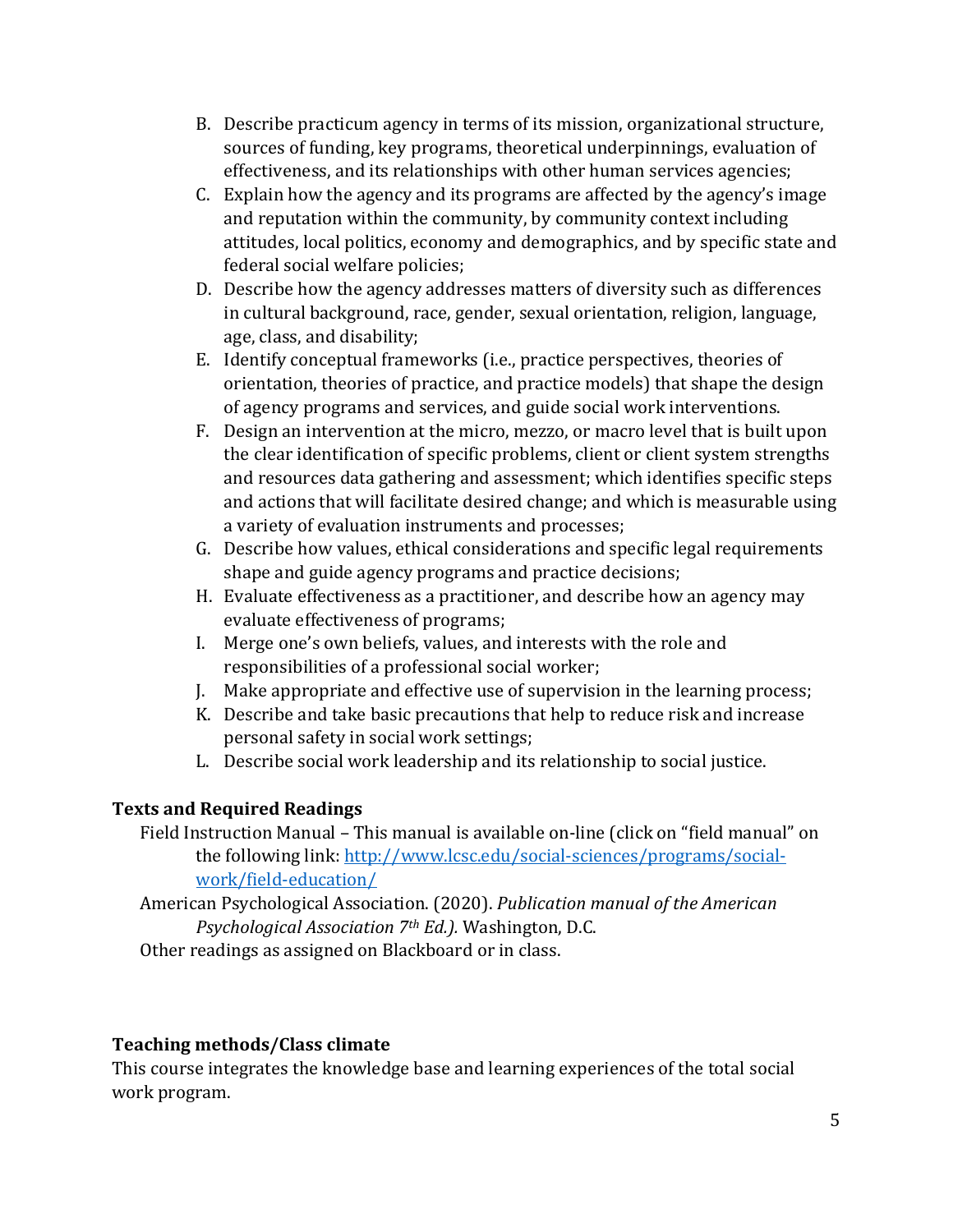B. Describe practicum agency in terms of its mission, organizational structure, sources of funding, key programs, theoretical underpinnings, evaluation of effectiveness, and its relationships with other human services agencies;
C. Explain how the agency and its programs are affected by the agency's image and reputation within the community, by community context including attitudes, local politics, economy and demographics, and by specific state and federal social welfare policies;
D. Describe how the agency addresses matters of diversity such as differences in cultural background, race, gender, sexual orientation, religion, language, age, class, and disability;
E. Identify conceptual frameworks (i.e., practice perspectives, theories of orientation, theories of practice, and practice models) that shape the design of agency programs and services, and guide social work interventions.
F. Design an intervention at the micro, mezzo, or macro level that is built upon the clear identification of specific problems, client or client system strengths and resources data gathering and assessment; which identifies specific steps and actions that will facilitate desired change; and which is measurable using a variety of evaluation instruments and processes;
G. Describe how values, ethical considerations and specific legal requirements shape and guide agency programs and practice decisions;
H. Evaluate effectiveness as a practitioner, and describe how an agency may evaluate effectiveness of programs;
I. Merge one's own beliefs, values, and interests with the role and responsibilities of a professional social worker;
J. Make appropriate and effective use of supervision in the learning process;
K. Describe and take basic precautions that help to reduce risk and increase personal safety in social work settings;
L. Describe social work leadership and its relationship to social justice.

**Texts and Required Readings**

Field Instruction Manual – This manual is available on-line (click on "field manual" on the following link: [http://www.lcsc.edu/social-sciences/programs/social-work/field-education/](http://www.lcsc.edu/social-sciences/programs/social-work/field-education/)

American Psychological Association. (2020). *Publication manual of the American Psychological Association 7th Ed.).* Washington, D.C.

Other readings as assigned on Blackboard or in class.

**Teaching methods/Class climate**

This course integrates the knowledge base and learning experiences of the total social work program.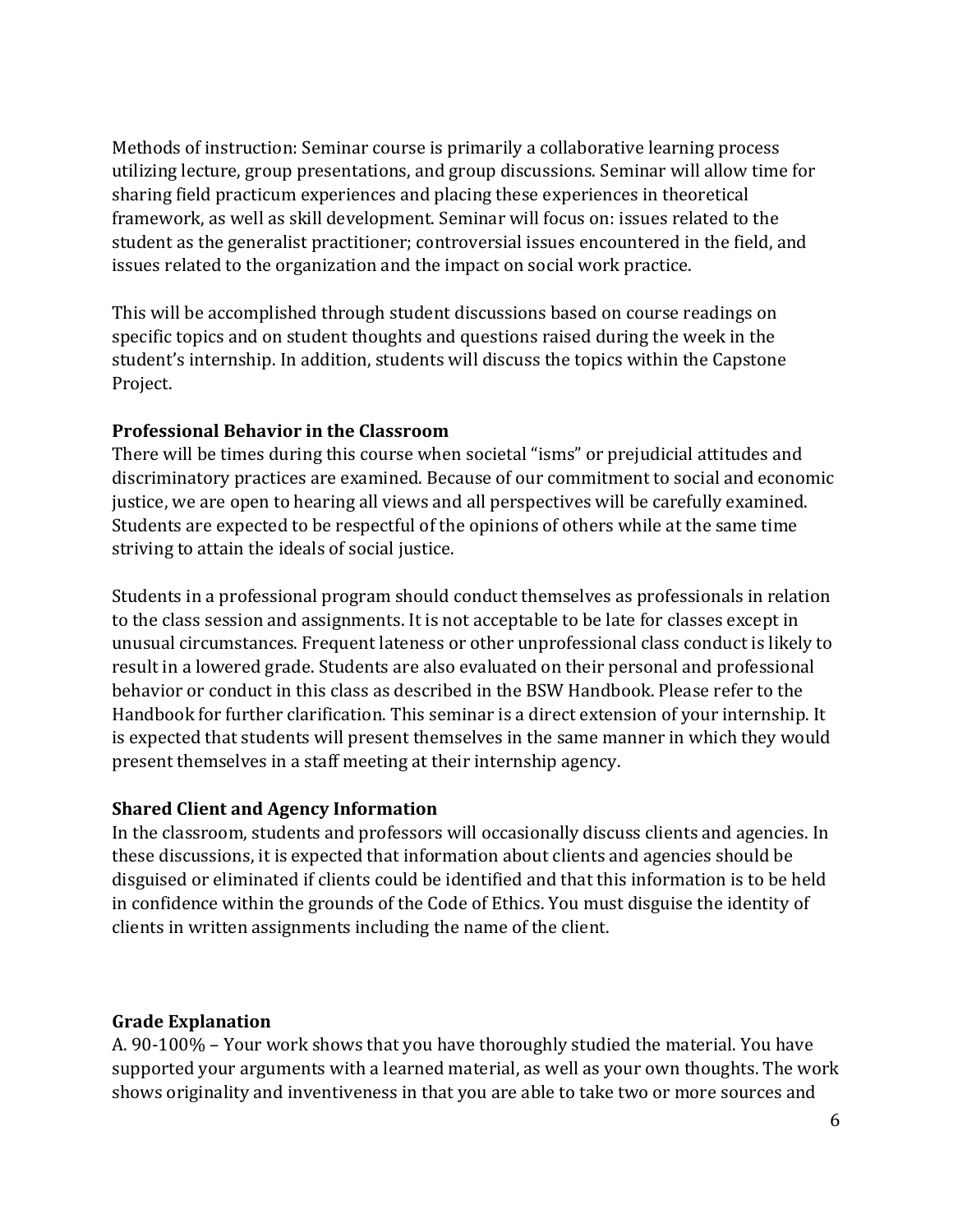Methods of instruction: Seminar course is primarily a collaborative learning process utilizing lecture, group presentations, and group discussions. Seminar will allow time for sharing field practicum experiences and placing these experiences in theoretical framework, as well as skill development. Seminar will focus on: issues related to the student as the generalist practitioner; controversial issues encountered in the field, and issues related to the organization and the impact on social work practice.

This will be accomplished through student discussions based on course readings on specific topics and on student thoughts and questions raised during the week in the student's internship. In addition, students will discuss the topics within the Capstone Project.

**Professional Behavior in the Classroom**

There will be times during this course when societal "isms" or prejudicial attitudes and discriminatory practices are examined. Because of our commitment to social and economic justice, we are open to hearing all views and all perspectives will be carefully examined. Students are expected to be respectful of the opinions of others while at the same time striving to attain the ideals of social justice.

Students in a professional program should conduct themselves as professionals in relation to the class session and assignments. It is not acceptable to be late for classes except in unusual circumstances. Frequent lateness or other unprofessional class conduct is likely to result in a lowered grade. Students are also evaluated on their personal and professional behavior or conduct in this class as described in the BSW Handbook. Please refer to the Handbook for further clarification. This seminar is a direct extension of your internship. It is expected that students will present themselves in the same manner in which they would present themselves in a staff meeting at their internship agency.

**Shared Client and Agency Information**

In the classroom, students and professors will occasionally discuss clients and agencies. In these discussions, it is expected that information about clients and agencies should be disguised or eliminated if clients could be identified and that this information is to be held in confidence within the grounds of the Code of Ethics. You must disguise the identity of clients in written assignments including the name of the client.

**Grade Explanation**

A. 90-100% – Your work shows that you have thoroughly studied the material. You have supported your arguments with a learned material, as well as your own thoughts. The work shows originality and inventiveness in that you are able to take two or more sources and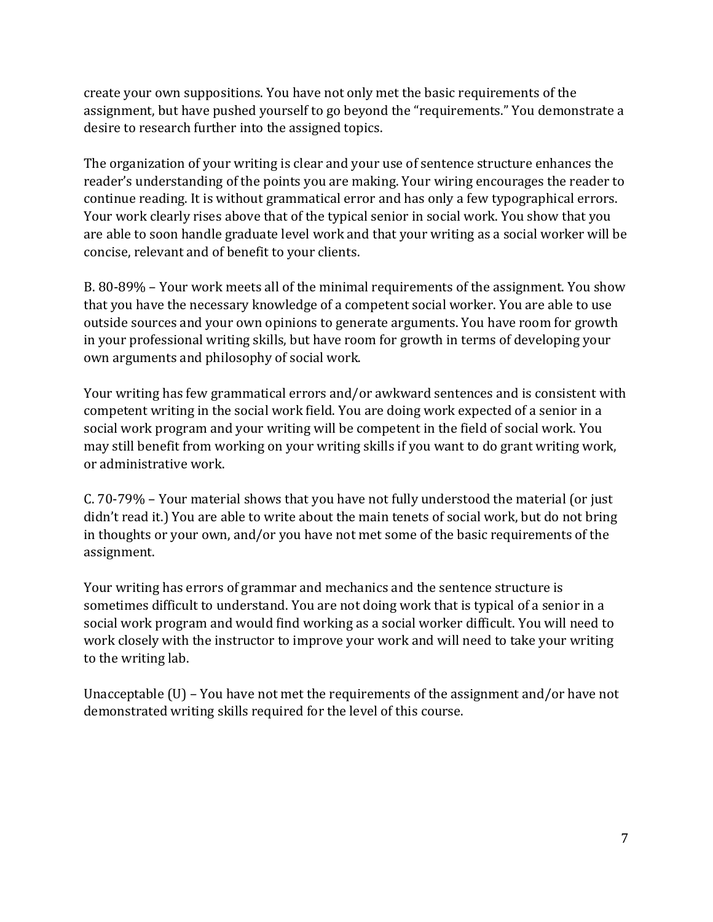create your own suppositions. You have not only met the basic requirements of the assignment, but have pushed yourself to go beyond the "requirements." You demonstrate a desire to research further into the assigned topics.

The organization of your writing is clear and your use of sentence structure enhances the reader's understanding of the points you are making. Your wiring encourages the reader to continue reading. It is without grammatical error and has only a few typographical errors. Your work clearly rises above that of the typical senior in social work. You show that you are able to soon handle graduate level work and that your writing as a social worker will be concise, relevant and of benefit to your clients.

B. 80-89% – Your work meets all of the minimal requirements of the assignment. You show that you have the necessary knowledge of a competent social worker. You are able to use outside sources and your own opinions to generate arguments. You have room for growth in your professional writing skills, but have room for growth in terms of developing your own arguments and philosophy of social work.

Your writing has few grammatical errors and/or awkward sentences and is consistent with competent writing in the social work field. You are doing work expected of a senior in a social work program and your writing will be competent in the field of social work. You may still benefit from working on your writing skills if you want to do grant writing work, or administrative work.

C. 70-79% – Your material shows that you have not fully understood the material (or just didn't read it.) You are able to write about the main tenets of social work, but do not bring in thoughts or your own, and/or you have not met some of the basic requirements of the assignment.

Your writing has errors of grammar and mechanics and the sentence structure is sometimes difficult to understand. You are not doing work that is typical of a senior in a social work program and would find working as a social worker difficult. You will need to work closely with the instructor to improve your work and will need to take your writing to the writing lab.

Unacceptable (U) – You have not met the requirements of the assignment and/or have not demonstrated writing skills required for the level of this course.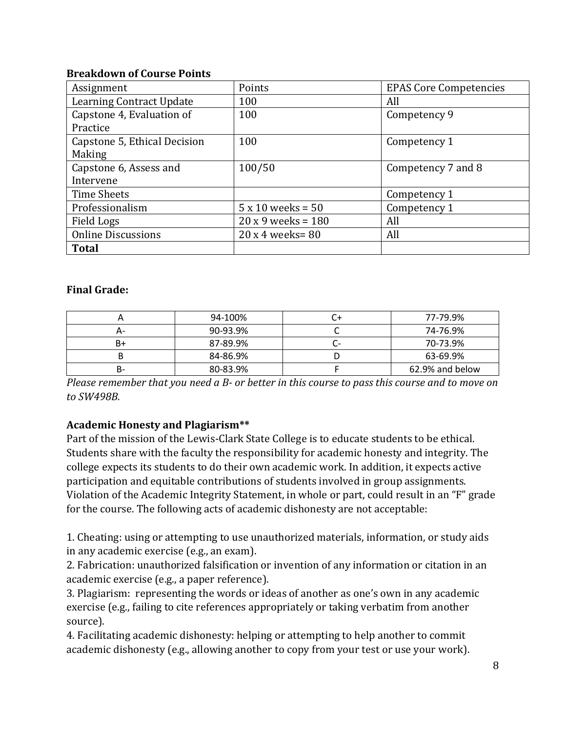**Breakdown of Course Points**

| Assignment | Points | EPAS Core Competencies |
|---|---|---|
| Learning Contract Update | 100 | All |
| Capstone 4, Evaluation of Practice | 100 | Competency 9 |
| Capstone 5, Ethical Decision Making | 100 | Competency 1 |
| Capstone 6, Assess and Intervene | 100/50 | Competency 7 and 8 |
| Time Sheets | | Competency 1 |
| Professionalism | 5 x 10 weeks = 50 | Competency 1 |
| Field Logs | 20 x 9 weeks = 180 | All |
| Online Discussions | 20 x 4 weeks= 80 | All |
| **Total** | | |

**Final Grade:**

| A | 94-100% | C+ | 77-79.9% |
|---|---|---|---|
| A- | 90-93.9% | C | 74-76.9% |
| B+ | 87-89.9% | C- | 70-73.9% |
| B | 84-86.9% | D | 63-69.9% |
| B- | 80-83.9% | F | 62.9% and below |

*Please remember that you need a B- or better in this course to pass this course and to move on to SW498B.*

**Academic Honesty and Plagiarism****

Part of the mission of the Lewis-Clark State College is to educate students to be ethical. Students share with the faculty the responsibility for academic honesty and integrity. The college expects its students to do their own academic work. In addition, it expects active participation and equitable contributions of students involved in group assignments. Violation of the Academic Integrity Statement, in whole or part, could result in an "F" grade for the course. The following acts of academic dishonesty are not acceptable:

1. Cheating: using or attempting to use unauthorized materials, information, or study aids in any academic exercise (e.g., an exam).
2. Fabrication: unauthorized falsification or invention of any information or citation in an academic exercise (e.g., a paper reference).
3. Plagiarism: representing the words or ideas of another as one's own in any academic exercise (e.g., failing to cite references appropriately or taking verbatim from another source).
4. Facilitating academic dishonesty: helping or attempting to help another to commit academic dishonesty (e.g., allowing another to copy from your test or use your work).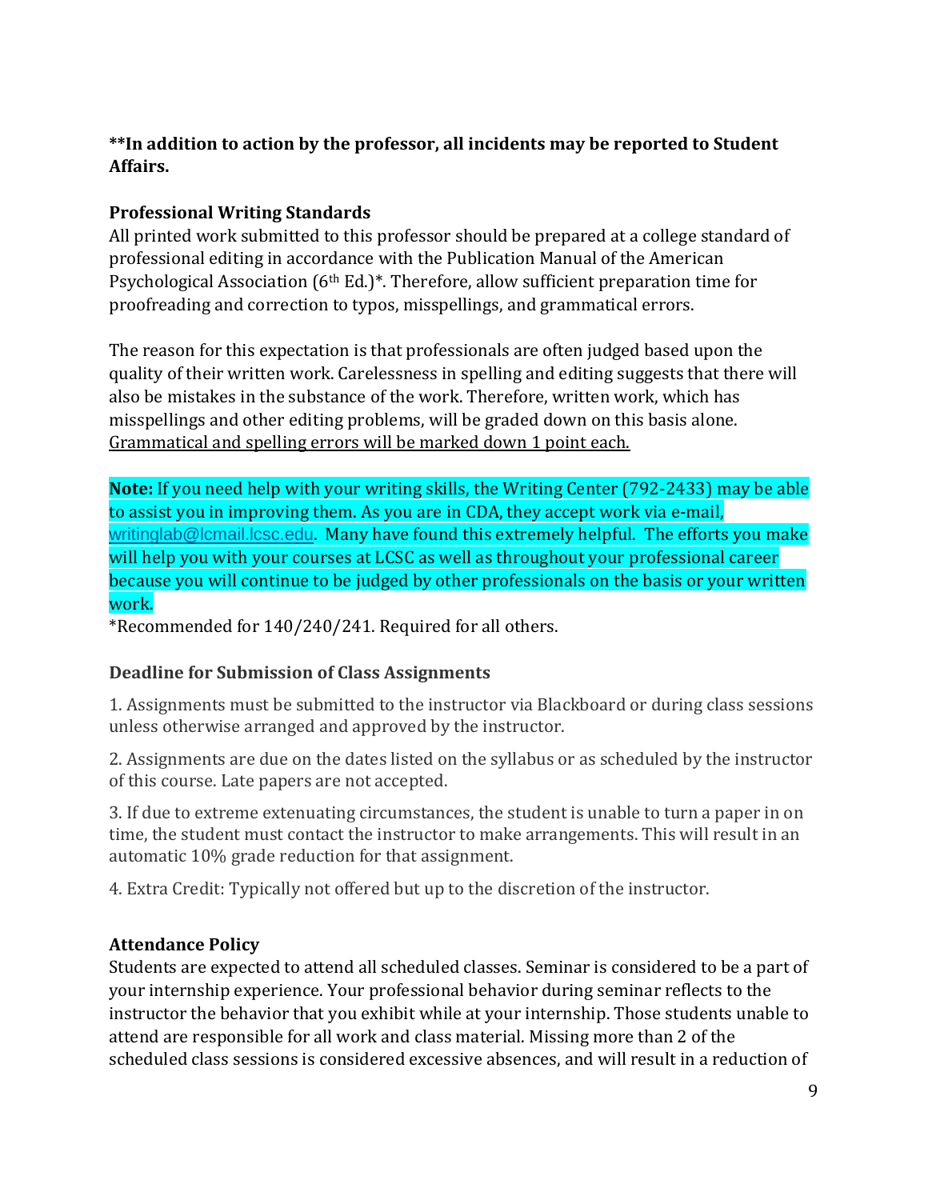**\*\*In addition to action by the professor, all incidents may be reported to Student Affairs.**

### Professional Writing Standards

All printed work submitted to this professor should be prepared at a college standard of professional editing in accordance with the Publication Manual of the American Psychological Association (6th Ed.)*. Therefore, allow sufficient preparation time for proofreading and correction to typos, misspellings, and grammatical errors.

The reason for this expectation is that professionals are often judged based upon the quality of their written work. Carelessness in spelling and editing suggests that there will also be mistakes in the substance of the work. Therefore, written work, which has misspellings and other editing problems, will be graded down on this basis alone. <u>Grammatical and spelling errors will be marked down 1 point each.</u>

**Note:** If you need help with your writing skills, the Writing Center (792-2433) may be able to assist you in improving them. As you are in CDA, they accept work via e-mail, writinglab@lcmail.lcsc.edu. Many have found this extremely helpful. The efforts you make will help you with your courses at LCSC as well as throughout your professional career because you will continue to be judged by other professionals on the basis or your written work.

*Recommended for 140/240/241. Required for all others.

### Deadline for Submission of Class Assignments

1. Assignments must be submitted to the instructor via Blackboard or during class sessions unless otherwise arranged and approved by the instructor.

2. Assignments are due on the dates listed on the syllabus or as scheduled by the instructor of this course. Late papers are not accepted.

3. If due to extreme extenuating circumstances, the student is unable to turn a paper in on time, the student must contact the instructor to make arrangements. This will result in an automatic 10% grade reduction for that assignment.

4. Extra Credit: Typically not offered but up to the discretion of the instructor.

### Attendance Policy

Students are expected to attend all scheduled classes. Seminar is considered to be a part of your internship experience. Your professional behavior during seminar reflects to the instructor the behavior that you exhibit while at your internship. Those students unable to attend are responsible for all work and class material. Missing more than 2 of the scheduled class sessions is considered excessive absences, and will result in a reduction of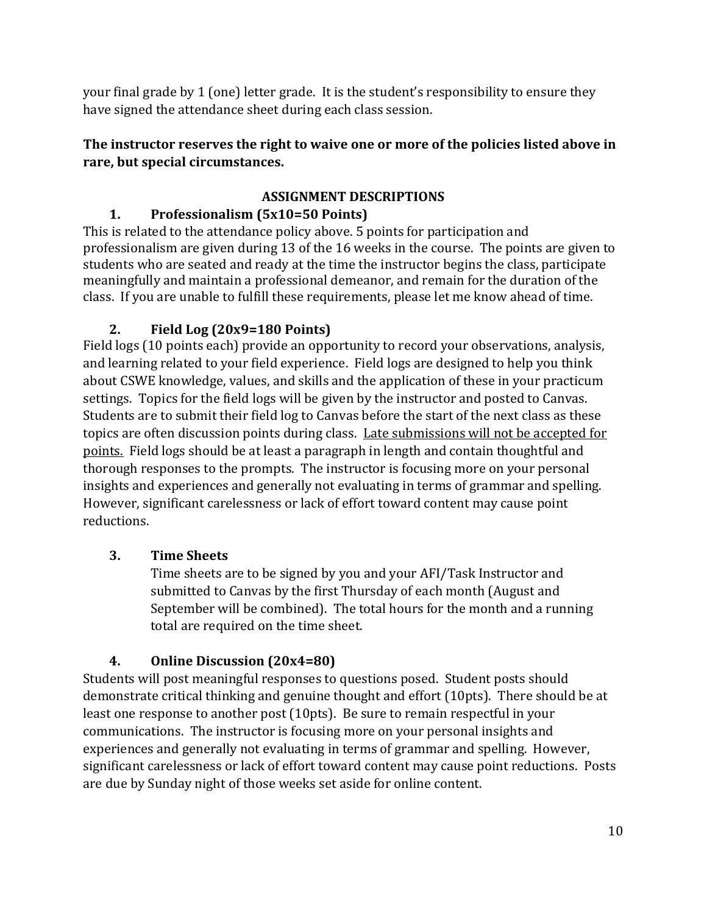your final grade by 1 (one) letter grade. It is the student's responsibility to ensure they have signed the attendance sheet during each class session.

**The instructor reserves the right to waive one or more of the policies listed above in rare, but special circumstances.**

## ASSIGNMENT DESCRIPTIONS

### 1. Professionalism (5x10=50 Points)

This is related to the attendance policy above. 5 points for participation and professionalism are given during 13 of the 16 weeks in the course. The points are given to students who are seated and ready at the time the instructor begins the class, participate meaningfully and maintain a professional demeanor, and remain for the duration of the class. If you are unable to fulfill these requirements, please let me know ahead of time.

### 2. Field Log (20x9=180 Points)

Field logs (10 points each) provide an opportunity to record your observations, analysis, and learning related to your field experience. Field logs are designed to help you think about CSWE knowledge, values, and skills and the application of these in your practicum settings. Topics for the field logs will be given by the instructor and posted to Canvas. Students are to submit their field log to Canvas before the start of the next class as these topics are often discussion points during class. <u>Late submissions will not be accepted for points.</u> Field logs should be at least a paragraph in length and contain thoughtful and thorough responses to the prompts. The instructor is focusing more on your personal insights and experiences and generally not evaluating in terms of grammar and spelling. However, significant carelessness or lack of effort toward content may cause point reductions.

### 3. Time Sheets

Time sheets are to be signed by you and your AFI/Task Instructor and submitted to Canvas by the first Thursday of each month (August and September will be combined). The total hours for the month and a running total are required on the time sheet.

### 4. Online Discussion (20x4=80)

Students will post meaningful responses to questions posed. Student posts should demonstrate critical thinking and genuine thought and effort (10pts). There should be at least one response to another post (10pts). Be sure to remain respectful in your communications. The instructor is focusing more on your personal insights and experiences and generally not evaluating in terms of grammar and spelling. However, significant carelessness or lack of effort toward content may cause point reductions. Posts are due by Sunday night of those weeks set aside for online content.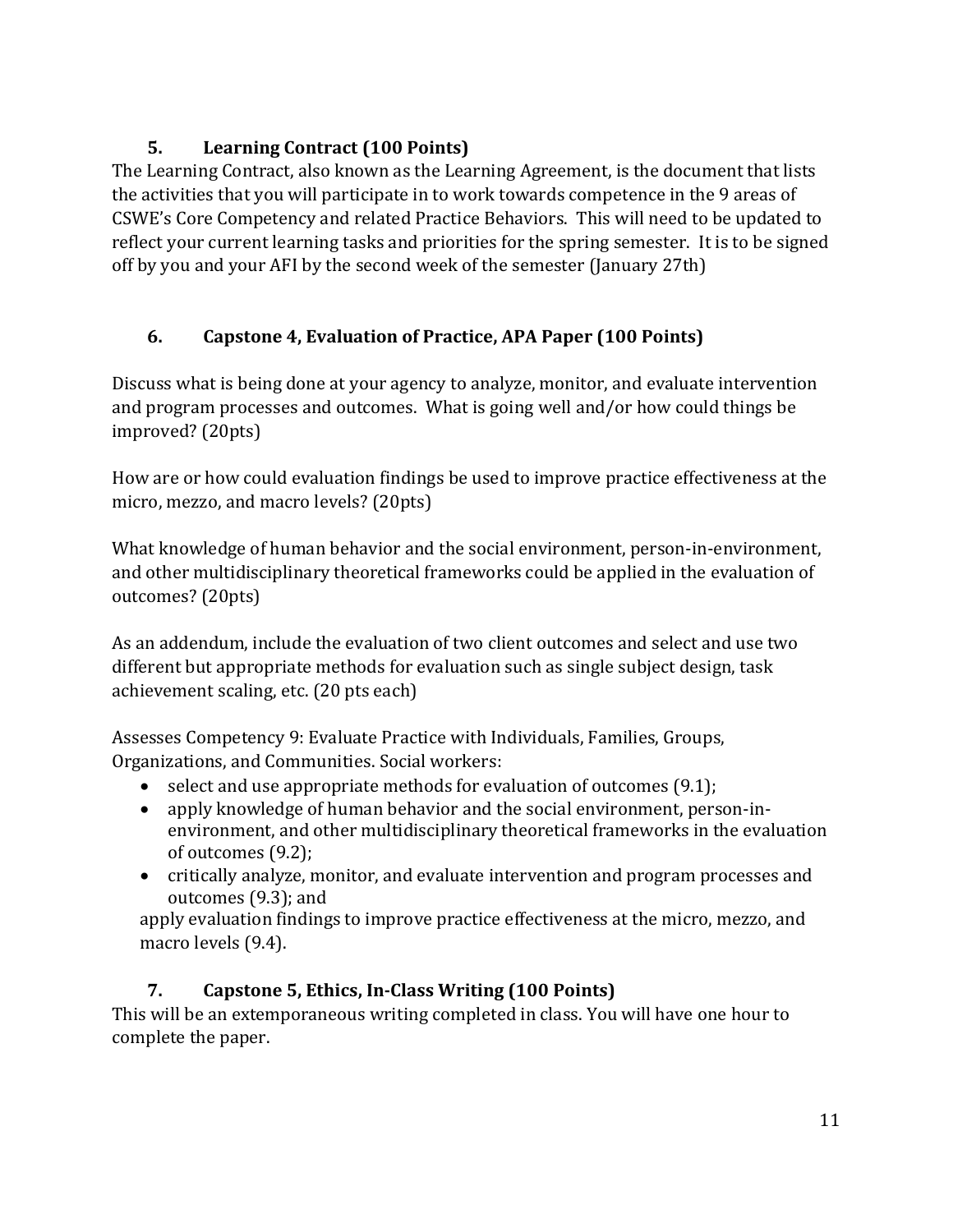### 5. Learning Contract (100 Points)

The Learning Contract, also known as the Learning Agreement, is the document that lists the activities that you will participate in to work towards competence in the 9 areas of CSWE's Core Competency and related Practice Behaviors. This will need to be updated to reflect your current learning tasks and priorities for the spring semester. It is to be signed off by you and your AFI by the second week of the semester (January 27th)

### 6. Capstone 4, Evaluation of Practice, APA Paper (100 Points)

Discuss what is being done at your agency to analyze, monitor, and evaluate intervention and program processes and outcomes. What is going well and/or how could things be improved? (20pts)

How are or how could evaluation findings be used to improve practice effectiveness at the micro, mezzo, and macro levels? (20pts)

What knowledge of human behavior and the social environment, person-in-environment, and other multidisciplinary theoretical frameworks could be applied in the evaluation of outcomes? (20pts)

As an addendum, include the evaluation of two client outcomes and select and use two different but appropriate methods for evaluation such as single subject design, task achievement scaling, etc. (20 pts each)

Assesses Competency 9: Evaluate Practice with Individuals, Families, Groups, Organizations, and Communities. Social workers:

- select and use appropriate methods for evaluation of outcomes (9.1);
- apply knowledge of human behavior and the social environment, person-in-environment, and other multidisciplinary theoretical frameworks in the evaluation of outcomes (9.2);
- critically analyze, monitor, and evaluate intervention and program processes and outcomes (9.3); and

  apply evaluation findings to improve practice effectiveness at the micro, mezzo, and macro levels (9.4).

### 7. Capstone 5, Ethics, In-Class Writing (100 Points)

This will be an extemporaneous writing completed in class. You will have one hour to complete the paper.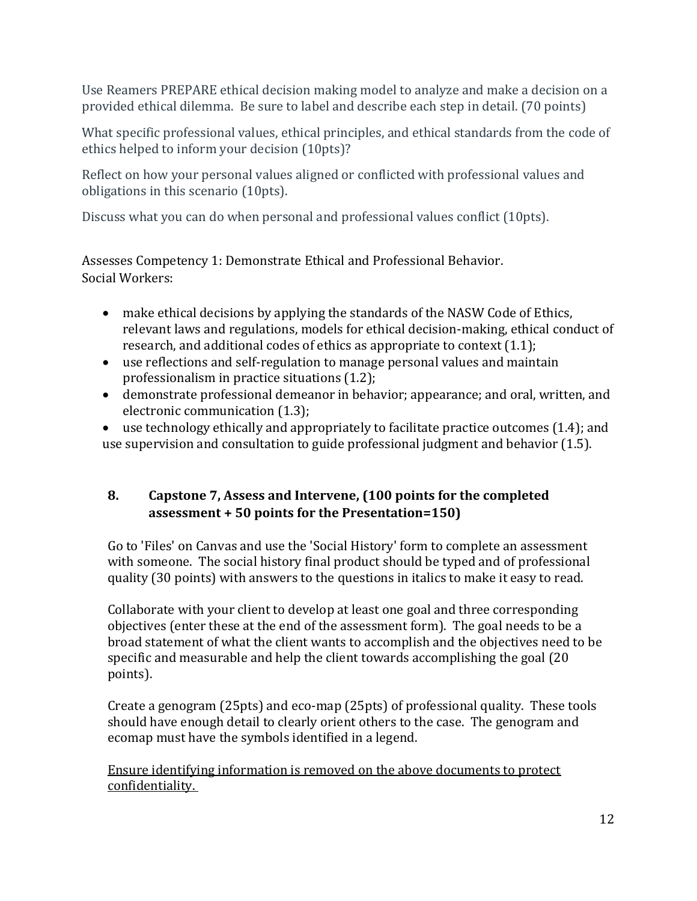Use Reamers PREPARE ethical decision making model to analyze and make a decision on a provided ethical dilemma. Be sure to label and describe each step in detail. (70 points)

What specific professional values, ethical principles, and ethical standards from the code of ethics helped to inform your decision (10pts)?

Reflect on how your personal values aligned or conflicted with professional values and obligations in this scenario (10pts).

Discuss what you can do when personal and professional values conflict (10pts).

Assesses Competency 1: Demonstrate Ethical and Professional Behavior.
Social Workers:

- make ethical decisions by applying the standards of the NASW Code of Ethics, relevant laws and regulations, models for ethical decision-making, ethical conduct of research, and additional codes of ethics as appropriate to context (1.1);
- use reflections and self-regulation to manage personal values and maintain professionalism in practice situations (1.2);
- demonstrate professional demeanor in behavior; appearance; and oral, written, and electronic communication (1.3);
- use technology ethically and appropriately to facilitate practice outcomes (1.4); and use supervision and consultation to guide professional judgment and behavior (1.5).

### 8. Capstone 7, Assess and Intervene, (100 points for the completed assessment + 50 points for the Presentation=150)

Go to 'Files' on Canvas and use the 'Social History' form to complete an assessment with someone. The social history final product should be typed and of professional quality (30 points) with answers to the questions in italics to make it easy to read.

Collaborate with your client to develop at least one goal and three corresponding objectives (enter these at the end of the assessment form). The goal needs to be a broad statement of what the client wants to accomplish and the objectives need to be specific and measurable and help the client towards accomplishing the goal (20 points).

Create a genogram (25pts) and eco-map (25pts) of professional quality. These tools should have enough detail to clearly orient others to the case. The genogram and ecomap must have the symbols identified in a legend.

<u>Ensure identifying information is removed on the above documents to protect confidentiality.</u>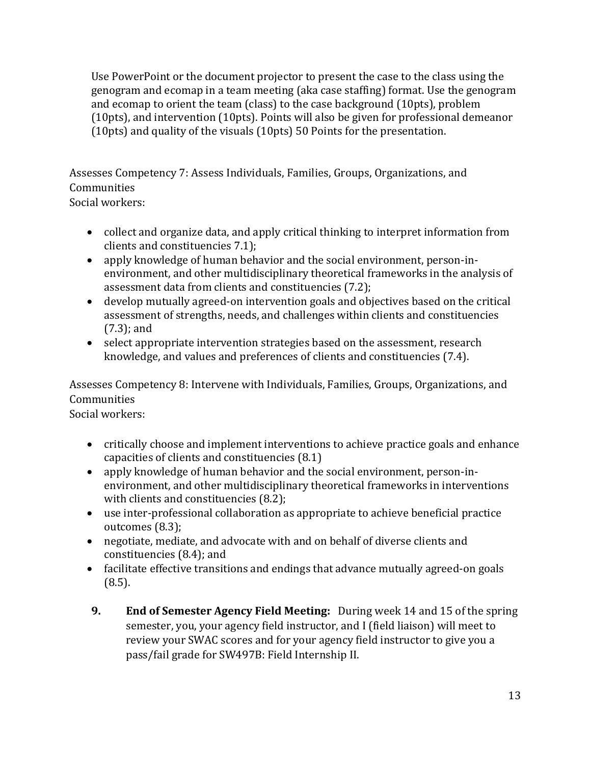Use PowerPoint or the document projector to present the case to the class using the genogram and ecomap in a team meeting (aka case staffing) format. Use the genogram and ecomap to orient the team (class) to the case background (10pts), problem (10pts), and intervention (10pts). Points will also be given for professional demeanor (10pts) and quality of the visuals (10pts) 50 Points for the presentation.

Assesses Competency 7: Assess Individuals, Families, Groups, Organizations, and Communities
Social workers:

- collect and organize data, and apply critical thinking to interpret information from clients and constituencies 7.1);
- apply knowledge of human behavior and the social environment, person-in-environment, and other multidisciplinary theoretical frameworks in the analysis of assessment data from clients and constituencies (7.2);
- develop mutually agreed-on intervention goals and objectives based on the critical assessment of strengths, needs, and challenges within clients and constituencies (7.3); and
- select appropriate intervention strategies based on the assessment, research knowledge, and values and preferences of clients and constituencies (7.4).

Assesses Competency 8: Intervene with Individuals, Families, Groups, Organizations, and Communities
Social workers:

- critically choose and implement interventions to achieve practice goals and enhance capacities of clients and constituencies (8.1)
- apply knowledge of human behavior and the social environment, person-in-environment, and other multidisciplinary theoretical frameworks in interventions with clients and constituencies (8.2);
- use inter-professional collaboration as appropriate to achieve beneficial practice outcomes (8.3);
- negotiate, mediate, and advocate with and on behalf of diverse clients and constituencies (8.4); and
- facilitate effective transitions and endings that advance mutually agreed-on goals (8.5).

9. **End of Semester Agency Field Meeting:** During week 14 and 15 of the spring semester, you, your agency field instructor, and I (field liaison) will meet to review your SWAC scores and for your agency field instructor to give you a pass/fail grade for SW497B: Field Internship II.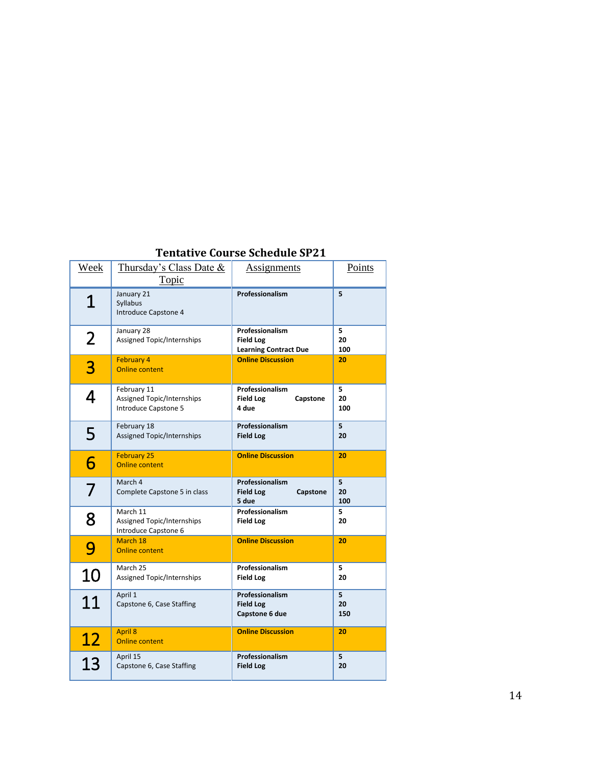**Tentative Course Schedule SP21**

| Week | Thursday's Class Date & Topic | Assignments | Points |
|---|---|---|---|
| 1 | January 21<br>Syllabus<br>Introduce Capstone 4 | **Professionalism** | **5** |
| 2 | January 28<br>Assigned Topic/Internships | **Professionalism**<br>**Field Log**<br>**Learning Contract Due** | **5**<br>**20**<br>**100** |
| 3 | February 4<br>Online content | **Online Discussion** | **20** |
| 4 | February 11<br>Assigned Topic/Internships<br>Introduce Capstone 5 | **Professionalism**<br>**Field Log**<br>**Capstone 4 due** | **5**<br>**20**<br>**100** |
| 5 | February 18<br>Assigned Topic/Internships | **Professionalism**<br>**Field Log** | **5**<br>**20** |
| 6 | February 25<br>Online content | **Online Discussion** | **20** |
| 7 | March 4<br>Complete Capstone 5 in class | **Professionalism**<br>**Field Log**<br>**Capstone 5 due** | **5**<br>**20**<br>**100** |
| 8 | March 11<br>Assigned Topic/Internships<br>Introduce Capstone 6 | **Professionalism**<br>**Field Log** | **5**<br>**20** |
| 9 | March 18<br>Online content | **Online Discussion** | **20** |
| 10 | March 25<br>Assigned Topic/Internships | **Professionalism**<br>**Field Log** | **5**<br>**20** |
| 11 | April 1<br>Capstone 6, Case Staffing | **Professionalism**<br>**Field Log**<br>**Capstone 6 due** | **5**<br>**20**<br>**150** |
| 12 | April 8<br>Online content | **Online Discussion** | **20** |
| 13 | April 15<br>Capstone 6, Case Staffing | **Professionalism**<br>**Field Log** | **5**<br>**20** |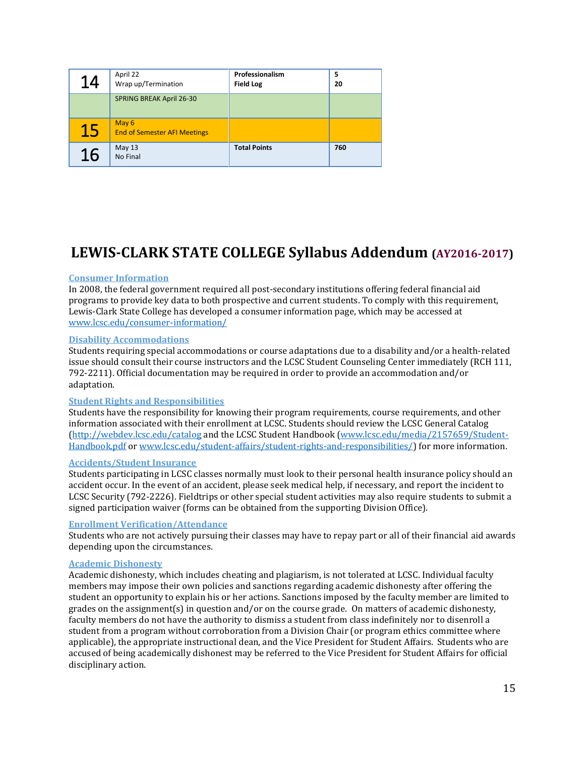| | | | |
|---|---|---|---|
| 14 | April 22<br>Wrap up/Termination | **Professionalism**<br>**Field Log** | **5**<br>**20** |
| | SPRING BREAK April 26-30 | | |
| 15 | May 6<br>End of Semester AFI Meetings | | |
| 16 | May 13<br>No Final | **Total Points** | **760** |

# LEWIS-CLARK STATE COLLEGE Syllabus Addendum (AY2016-2017)

**Consumer Information**

In 2008, the federal government required all post-secondary institutions offering federal financial aid programs to provide key data to both prospective and current students. To comply with this requirement, Lewis-Clark State College has developed a consumer information page, which may be accessed at www.lcsc.edu/consumer-information/

**Disability Accommodations**

Students requiring special accommodations or course adaptations due to a disability and/or a health-related issue should consult their course instructors and the LCSC Student Counseling Center immediately (RCH 111, 792-2211). Official documentation may be required in order to provide an accommodation and/or adaptation.

**Student Rights and Responsibilities**

Students have the responsibility for knowing their program requirements, course requirements, and other information associated with their enrollment at LCSC. Students should review the LCSC General Catalog (http://webdev.lcsc.edu/catalog and the LCSC Student Handbook (www.lcsc.edu/media/2157659/Student-Handbook.pdf or www.lcsc.edu/student-affairs/student-rights-and-responsibilities/) for more information.

**Accidents/Student Insurance**

Students participating in LCSC classes normally must look to their personal health insurance policy should an accident occur. In the event of an accident, please seek medical help, if necessary, and report the incident to LCSC Security (792-2226). Fieldtrips or other special student activities may also require students to submit a signed participation waiver (forms can be obtained from the supporting Division Office).

**Enrollment Verification/Attendance**

Students who are not actively pursuing their classes may have to repay part or all of their financial aid awards depending upon the circumstances.

**Academic Dishonesty**

Academic dishonesty, which includes cheating and plagiarism, is not tolerated at LCSC. Individual faculty members may impose their own policies and sanctions regarding academic dishonesty after offering the student an opportunity to explain his or her actions. Sanctions imposed by the faculty member are limited to grades on the assignment(s) in question and/or on the course grade. On matters of academic dishonesty, faculty members do not have the authority to dismiss a student from class indefinitely nor to disenroll a student from a program without corroboration from a Division Chair (or program ethics committee where applicable), the appropriate instructional dean, and the Vice President for Student Affairs. Students who are accused of being academically dishonest may be referred to the Vice President for Student Affairs for official disciplinary action.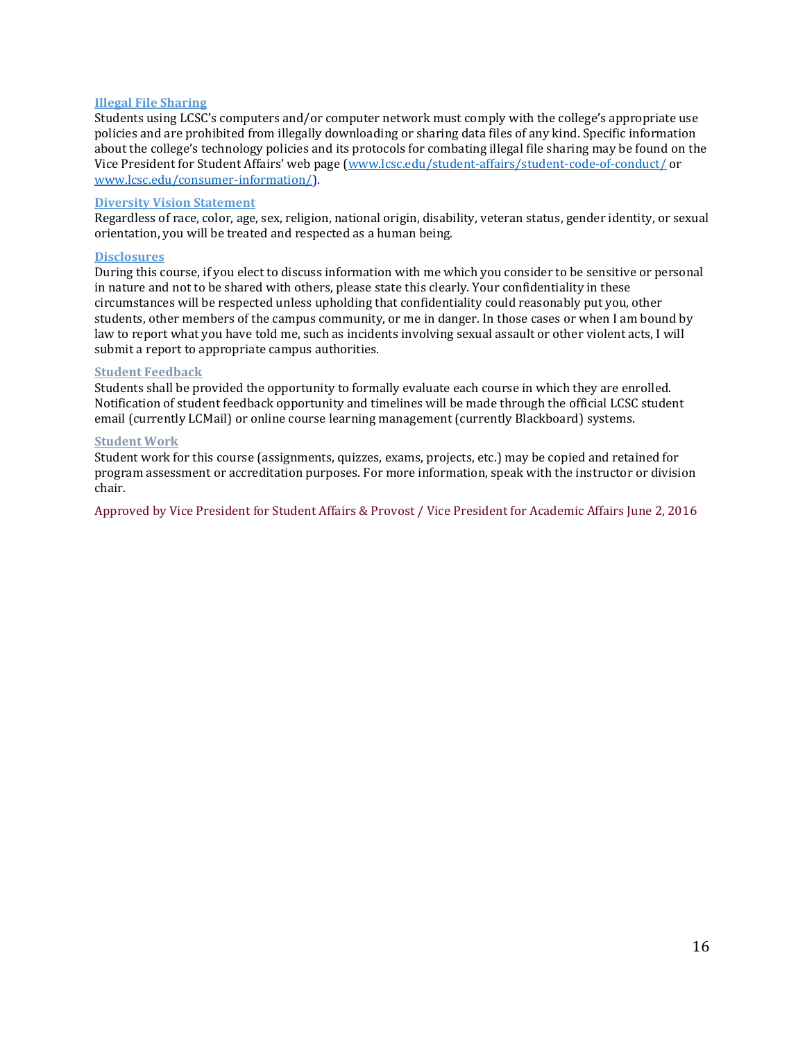### Illegal File Sharing

Students using LCSC's computers and/or computer network must comply with the college's appropriate use policies and are prohibited from illegally downloading or sharing data files of any kind. Specific information about the college's technology policies and its protocols for combating illegal file sharing may be found on the Vice President for Student Affairs' web page (www.lcsc.edu/student-affairs/student-code-of-conduct/ or www.lcsc.edu/consumer-information/).

### Diversity Vision Statement

Regardless of race, color, age, sex, religion, national origin, disability, veteran status, gender identity, or sexual orientation, you will be treated and respected as a human being.

### Disclosures

During this course, if you elect to discuss information with me which you consider to be sensitive or personal in nature and not to be shared with others, please state this clearly. Your confidentiality in these circumstances will be respected unless upholding that confidentiality could reasonably put you, other students, other members of the campus community, or me in danger. In those cases or when I am bound by law to report what you have told me, such as incidents involving sexual assault or other violent acts, I will submit a report to appropriate campus authorities.

### Student Feedback

Students shall be provided the opportunity to formally evaluate each course in which they are enrolled. Notification of student feedback opportunity and timelines will be made through the official LCSC student email (currently LCMail) or online course learning management (currently Blackboard) systems.

### Student Work

Student work for this course (assignments, quizzes, exams, projects, etc.) may be copied and retained for program assessment or accreditation purposes. For more information, speak with the instructor or division chair.

Approved by Vice President for Student Affairs & Provost / Vice President for Academic Affairs June 2, 2016